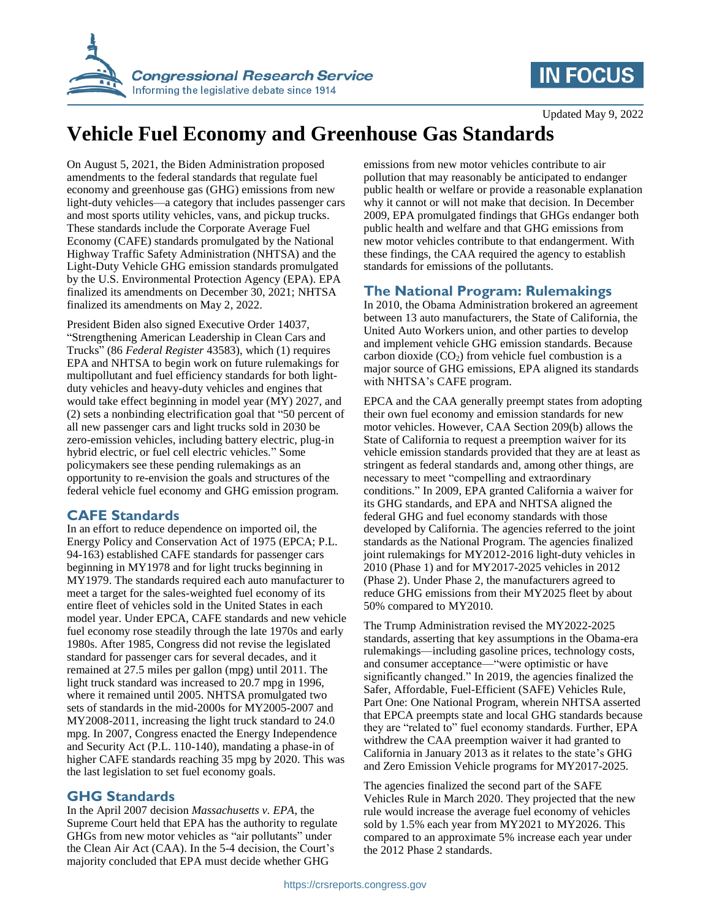Updated May 9, 2022

# Vehicle Fuel Economy and Greenhouse Gas Standards

On August 5, 2021, the Biden Administration proposed amendments to the federal standards that regulate fuel economy and greenhouse gas (GHG) emissions from new light-duty vehicles—a category that includes passenger cars and most sports utility vehicles, vans, and pickup trucks. These standards include the Corporate Average Fuel Economy (CAFE) standards promulgated by the National Highway Traffic Safety Administration (NHTSA) and the Light-Duty Vehicle GHG emission standards promulgated by the U.S. Environmental Protection Agency (EPA). EPA finalized its amendments on December 30, 2021; NHTSA finalized its amendments on May 2, 2022.

President Biden also signed Executive Order 14037, "Strengthening American Leadership in Clean Cars and Trucks" (86 *Federal Register* 43583), which (1) requires EPA and NHTSA to begin work on future rulemakings for multipollutant and fuel efficiency standards for both light-duty vehicles and heavy-duty vehicles and engines that would take effect beginning in model year (MY) 2027, and (2) sets a nonbinding electrification goal that "50 percent of all new passenger cars and light trucks sold in 2030 be zero-emission vehicles, including battery electric, plug-in hybrid electric, or fuel cell electric vehicles." Some policymakers see these pending rulemakings as an opportunity to re-envision the goals and structures of the federal vehicle fuel economy and GHG emission program.

## CAFE Standards

In an effort to reduce dependence on imported oil, the Energy Policy and Conservation Act of 1975 (EPCA; P.L. 94-163) established CAFE standards for passenger cars beginning in MY1978 and for light trucks beginning in MY1979. The standards required each auto manufacturer to meet a target for the sales-weighted fuel economy of its entire fleet of vehicles sold in the United States in each model year. Under EPCA, CAFE standards and new vehicle fuel economy rose steadily through the late 1970s and early 1980s. After 1985, Congress did not revise the legislated standard for passenger cars for several decades, and it remained at 27.5 miles per gallon (mpg) until 2011. The light truck standard was increased to 20.7 mpg in 1996, where it remained until 2005. NHTSA promulgated two sets of standards in the mid-2000s for MY2005-2007 and MY2008-2011, increasing the light truck standard to 24.0 mpg. In 2007, Congress enacted the Energy Independence and Security Act (P.L. 110-140), mandating a phase-in of higher CAFE standards reaching 35 mpg by 2020. This was the last legislation to set fuel economy goals.

## GHG Standards

In the April 2007 decision *Massachusetts v. EPA*, the Supreme Court held that EPA has the authority to regulate GHGs from new motor vehicles as "air pollutants" under the Clean Air Act (CAA). In the 5-4 decision, the Court's majority concluded that EPA must decide whether GHG emissions from new motor vehicles contribute to air pollution that may reasonably be anticipated to endanger public health or welfare or provide a reasonable explanation why it cannot or will not make that decision. In December 2009, EPA promulgated findings that GHGs endanger both public health and welfare and that GHG emissions from new motor vehicles contribute to that endangerment. With these findings, the CAA required the agency to establish standards for emissions of the pollutants.

## The National Program: Rulemakings

In 2010, the Obama Administration brokered an agreement between 13 auto manufacturers, the State of California, the United Auto Workers union, and other parties to develop and implement vehicle GHG emission standards. Because carbon dioxide ($CO_2$) from vehicle fuel combustion is a major source of GHG emissions, EPA aligned its standards with NHTSA's CAFE program.

EPCA and the CAA generally preempt states from adopting their own fuel economy and emission standards for new motor vehicles. However, CAA Section 209(b) allows the State of California to request a preemption waiver for its vehicle emission standards provided that they are at least as stringent as federal standards and, among other things, are necessary to meet "compelling and extraordinary conditions." In 2009, EPA granted California a waiver for its GHG standards, and EPA and NHTSA aligned the federal GHG and fuel economy standards with those developed by California. The agencies referred to the joint standards as the National Program. The agencies finalized joint rulemakings for MY2012-2016 light-duty vehicles in 2010 (Phase 1) and for MY2017-2025 vehicles in 2012 (Phase 2). Under Phase 2, the manufacturers agreed to reduce GHG emissions from their MY2025 fleet by about 50% compared to MY2010.

The Trump Administration revised the MY2022-2025 standards, asserting that key assumptions in the Obama-era rulemakings—including gasoline prices, technology costs, and consumer acceptance—"were optimistic or have significantly changed." In 2019, the agencies finalized the Safer, Affordable, Fuel-Efficient (SAFE) Vehicles Rule, Part One: One National Program, wherein NHTSA asserted that EPCA preempts state and local GHG standards because they are "related to" fuel economy standards. Further, EPA withdrew the CAA preemption waiver it had granted to California in January 2013 as it relates to the state's GHG and Zero Emission Vehicle programs for MY2017-2025.

The agencies finalized the second part of the SAFE Vehicles Rule in March 2020. They projected that the new rule would increase the average fuel economy of vehicles sold by 1.5% each year from MY2021 to MY2026. This compared to an approximate 5% increase each year under the 2012 Phase 2 standards.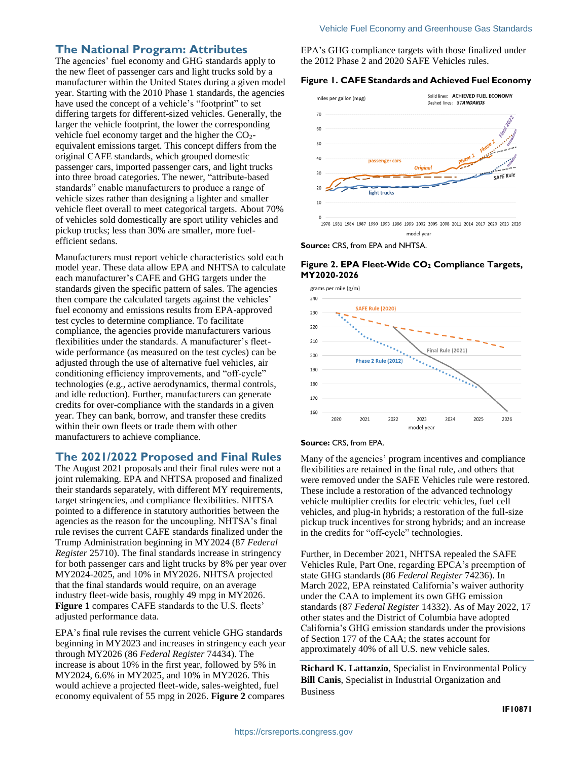## The National Program: Attributes

The agencies' fuel economy and GHG standards apply to the new fleet of passenger cars and light trucks sold by a manufacturer within the United States during a given model year. Starting with the 2010 Phase 1 standards, the agencies have used the concept of a vehicle's "footprint" to set differing targets for different-sized vehicles. Generally, the larger the vehicle footprint, the lower the corresponding vehicle fuel economy target and the higher the $CO_2$-equivalent emissions target. This concept differs from the original CAFE standards, which grouped domestic passenger cars, imported passenger cars, and light trucks into three broad categories. The newer, "attribute-based standards" enable manufacturers to produce a range of vehicle sizes rather than designing a lighter and smaller vehicle fleet overall to meet categorical targets. About 70% of vehicles sold domestically are sport utility vehicles and pickup trucks; less than 30% are smaller, more fuel-efficient sedans.

Manufacturers must report vehicle characteristics sold each model year. These data allow EPA and NHTSA to calculate each manufacturer's CAFE and GHG targets under the standards given the specific pattern of sales. The agencies then compare the calculated targets against the vehicles' fuel economy and emissions results from EPA-approved test cycles to determine compliance. To facilitate compliance, the agencies provide manufacturers various flexibilities under the standards. A manufacturer's fleet-wide performance (as measured on the test cycles) can be adjusted through the use of alternative fuel vehicles, air conditioning efficiency improvements, and "off-cycle" technologies (e.g., active aerodynamics, thermal controls, and idle reduction). Further, manufacturers can generate credits for over-compliance with the standards in a given year. They can bank, borrow, and transfer these credits within their own fleets or trade them with other manufacturers to achieve compliance.

## The 2021/2022 Proposed and Final Rules

The August 2021 proposals and their final rules were not a joint rulemaking. EPA and NHTSA proposed and finalized their standards separately, with different MY requirements, target stringencies, and compliance flexibilities. NHTSA pointed to a difference in statutory authorities between the agencies as the reason for the uncoupling. NHTSA's final rule revises the current CAFE standards finalized under the Trump Administration beginning in MY2024 (87 *Federal Register* 25710). The final standards increase in stringency for both passenger cars and light trucks by 8% per year over MY2024-2025, and 10% in MY2026. NHTSA projected that the final standards would require, on an average industry fleet-wide basis, roughly 49 mpg in MY2026. **Figure 1** compares CAFE standards to the U.S. fleets' adjusted performance data.

EPA's final rule revises the current vehicle GHG standards beginning in MY2023 and increases in stringency each year through MY2026 (86 *Federal Register* 74434). The increase is about 10% in the first year, followed by 5% in MY2024, 6.6% in MY2025, and 10% in MY2026. This would achieve a projected fleet-wide, sales-weighted, fuel economy equivalent of 55 mpg in 2026. **Figure 2** compares EPA's GHG compliance targets with those finalized under the 2012 Phase 2 and 2020 SAFE Vehicles rules.

**Figure 1. CAFE Standards and Achieved Fuel Economy**

**Source:** CRS, from EPA and NHTSA.

**Figure 2. EPA Fleet-Wide $CO_2$ Compliance Targets, MY2020-2026**

**Source:** CRS, from EPA.

Many of the agencies' program incentives and compliance flexibilities are retained in the final rule, and others that were removed under the SAFE Vehicles rule were restored. These include a restoration of the advanced technology vehicle multiplier credits for electric vehicles, fuel cell vehicles, and plug-in hybrids; a restoration of the full-size pickup truck incentives for strong hybrids; and an increase in the credits for "off-cycle" technologies.

Further, in December 2021, NHTSA repealed the SAFE Vehicles Rule, Part One, regarding EPCA's preemption of state GHG standards (86 *Federal Register* 74236). In March 2022, EPA reinstated California's waiver authority under the CAA to implement its own GHG emission standards (87 *Federal Register* 14332). As of May 2022, 17 other states and the District of Columbia have adopted California's GHG emission standards under the provisions of Section 177 of the CAA; the states account for approximately 40% of all U.S. new vehicle sales.

**Richard K. Lattanzio**, Specialist in Environmental Policy
**Bill Canis**, Specialist in Industrial Organization and Business

IF10871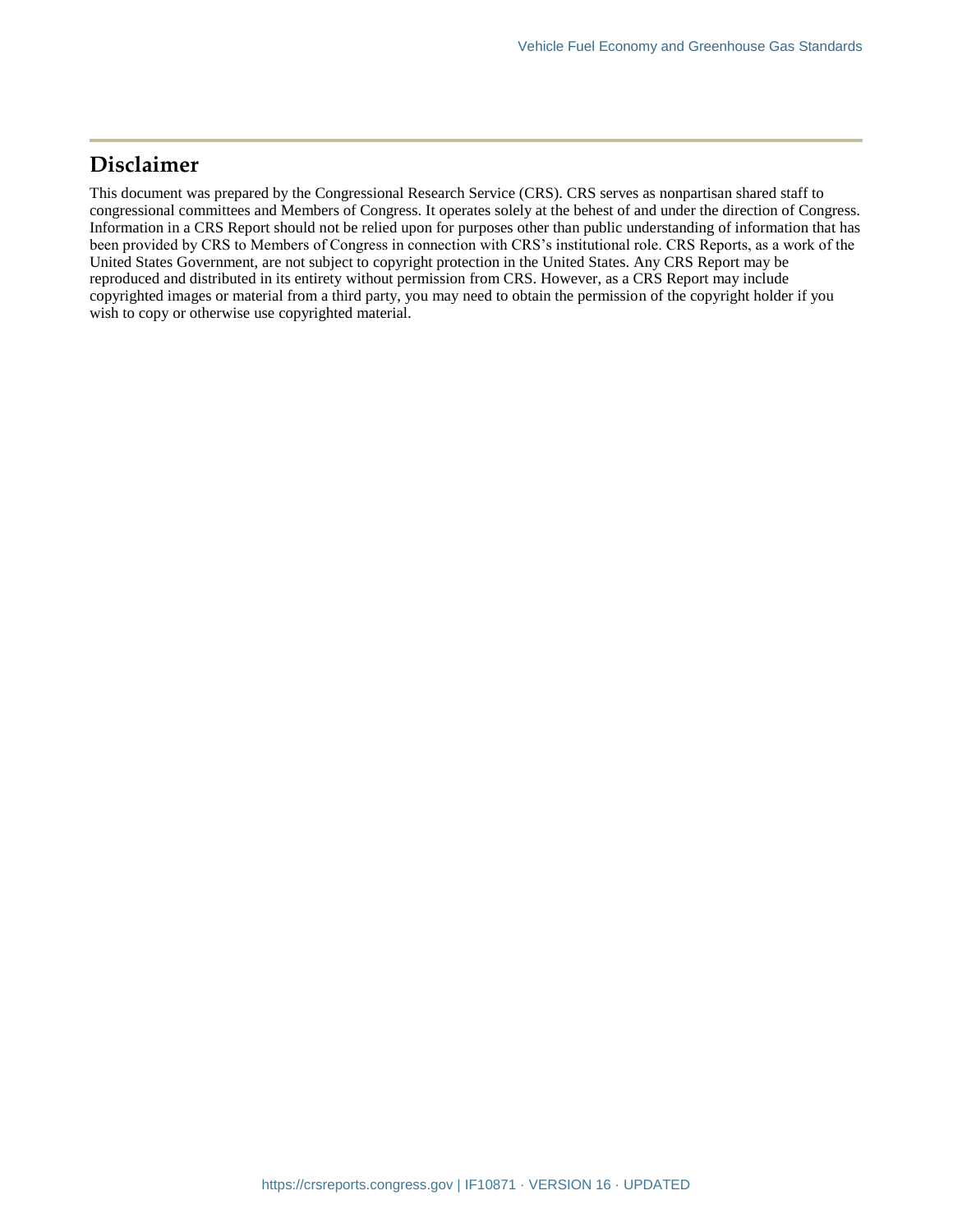## Disclaimer

This document was prepared by the Congressional Research Service (CRS). CRS serves as nonpartisan shared staff to congressional committees and Members of Congress. It operates solely at the behest of and under the direction of Congress. Information in a CRS Report should not be relied upon for purposes other than public understanding of information that has been provided by CRS to Members of Congress in connection with CRS's institutional role. CRS Reports, as a work of the United States Government, are not subject to copyright protection in the United States. Any CRS Report may be reproduced and distributed in its entirety without permission from CRS. However, as a CRS Report may include copyrighted images or material from a third party, you may need to obtain the permission of the copyright holder if you wish to copy or otherwise use copyrighted material.